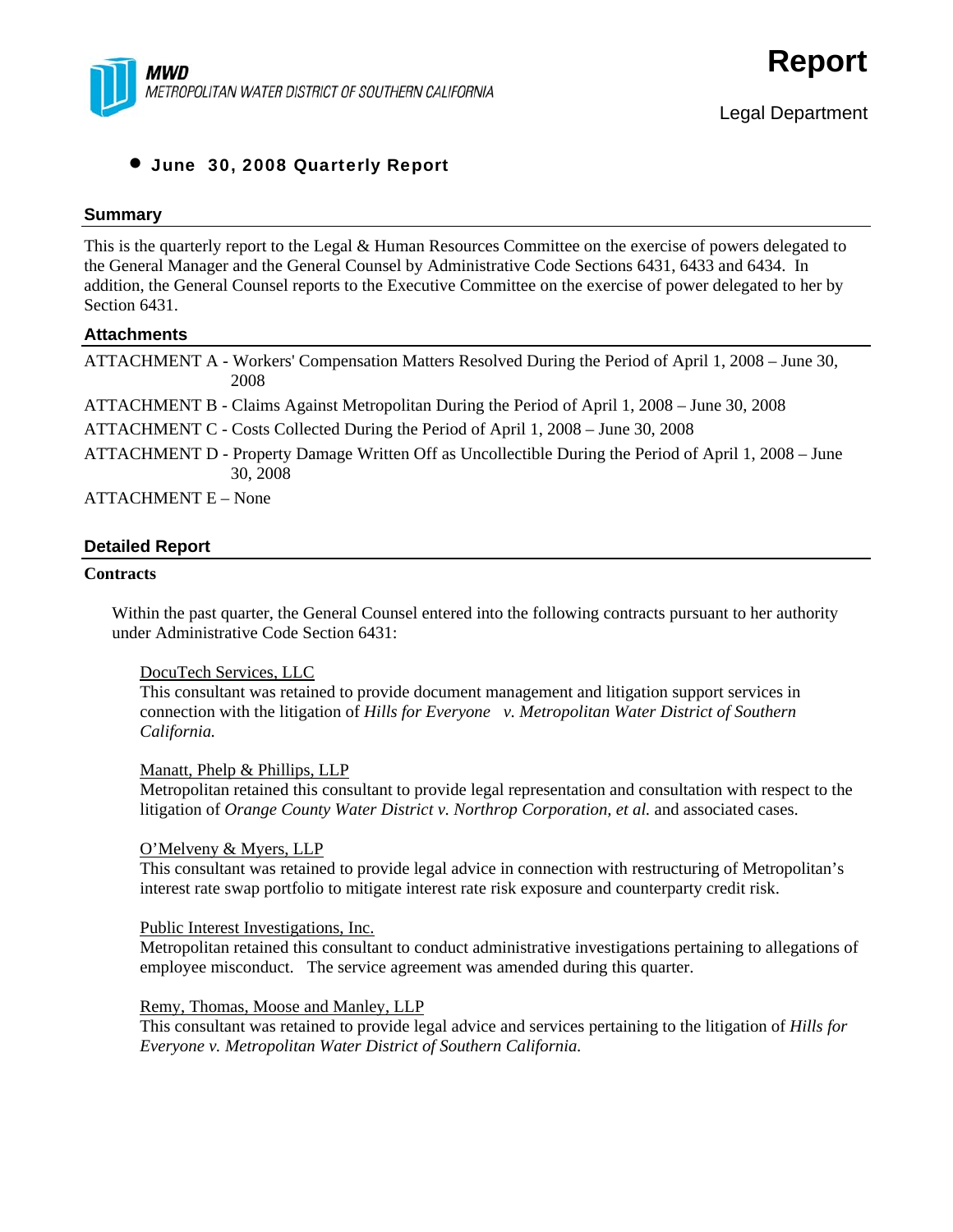MWD
METROPOLITAN WATER DISTRICT OF SOUTHERN CALIFORNIA

# Report

Legal Department

- **June 30, 2008 Quarterly Report**

## Summary

This is the quarterly report to the Legal & Human Resources Committee on the exercise of powers delegated to the General Manager and the General Counsel by Administrative Code Sections 6431, 6433 and 6434. In addition, the General Counsel reports to the Executive Committee on the exercise of power delegated to her by Section 6431.

## Attachments

ATTACHMENT A - Workers' Compensation Matters Resolved During the Period of April 1, 2008 – June 30, 2008

ATTACHMENT B - Claims Against Metropolitan During the Period of April 1, 2008 – June 30, 2008

ATTACHMENT C - Costs Collected During the Period of April 1, 2008 – June 30, 2008

ATTACHMENT D - Property Damage Written Off as Uncollectible During the Period of April 1, 2008 – June 30, 2008

ATTACHMENT E – None

## Detailed Report

### Contracts

Within the past quarter, the General Counsel entered into the following contracts pursuant to her authority under Administrative Code Section 6431:

DocuTech Services, LLC
This consultant was retained to provide document management and litigation support services in connection with the litigation of *Hills for Everyone v. Metropolitan Water District of Southern California.*

Manatt, Phelp & Phillips, LLP
Metropolitan retained this consultant to provide legal representation and consultation with respect to the litigation of *Orange County Water District v. Northrop Corporation, et al.* and associated cases.

O'Melveny & Myers, LLP
This consultant was retained to provide legal advice in connection with restructuring of Metropolitan's interest rate swap portfolio to mitigate interest rate risk exposure and counterparty credit risk.

Public Interest Investigations, Inc.
Metropolitan retained this consultant to conduct administrative investigations pertaining to allegations of employee misconduct. The service agreement was amended during this quarter.

Remy, Thomas, Moose and Manley, LLP
This consultant was retained to provide legal advice and services pertaining to the litigation of *Hills for Everyone v. Metropolitan Water District of Southern California.*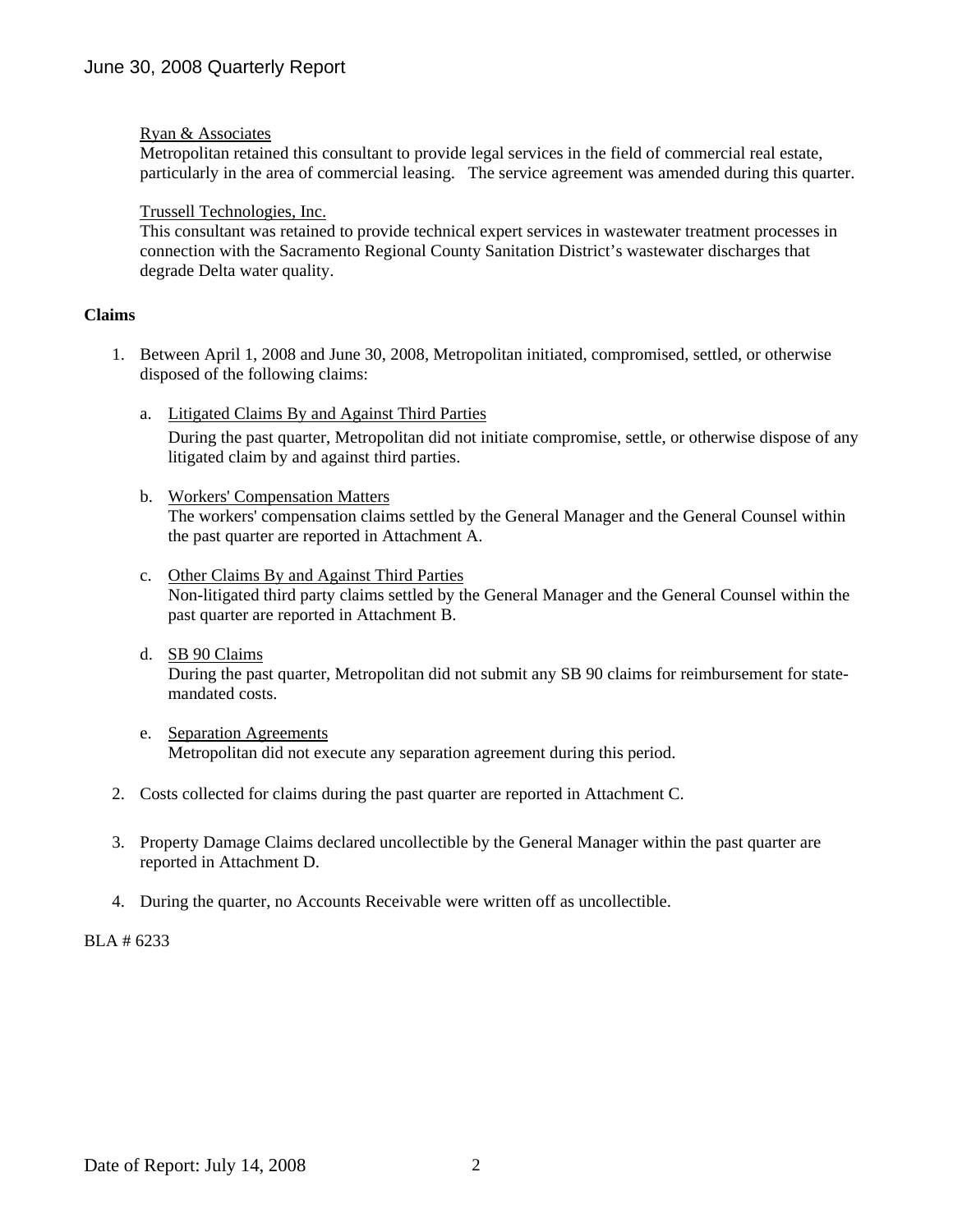Ryan & Associates

Metropolitan retained this consultant to provide legal services in the field of commercial real estate, particularly in the area of commercial leasing. The service agreement was amended during this quarter.

Trussell Technologies, Inc.

This consultant was retained to provide technical expert services in wastewater treatment processes in connection with the Sacramento Regional County Sanitation District's wastewater discharges that degrade Delta water quality.

**Claims**

1. Between April 1, 2008 and June 30, 2008, Metropolitan initiated, compromised, settled, or otherwise disposed of the following claims:

   a. Litigated Claims By and Against Third Parties

      During the past quarter, Metropolitan did not initiate compromise, settle, or otherwise dispose of any litigated claim by and against third parties.

   b. Workers' Compensation Matters

      The workers' compensation claims settled by the General Manager and the General Counsel within the past quarter are reported in Attachment A.

   c. Other Claims By and Against Third Parties

      Non-litigated third party claims settled by the General Manager and the General Counsel within the past quarter are reported in Attachment B.

   d. SB 90 Claims

      During the past quarter, Metropolitan did not submit any SB 90 claims for reimbursement for state-mandated costs.

   e. Separation Agreements

      Metropolitan did not execute any separation agreement during this period.

2. Costs collected for claims during the past quarter are reported in Attachment C.

3. Property Damage Claims declared uncollectible by the General Manager within the past quarter are reported in Attachment D.

4. During the quarter, no Accounts Receivable were written off as uncollectible.

BLA # 6233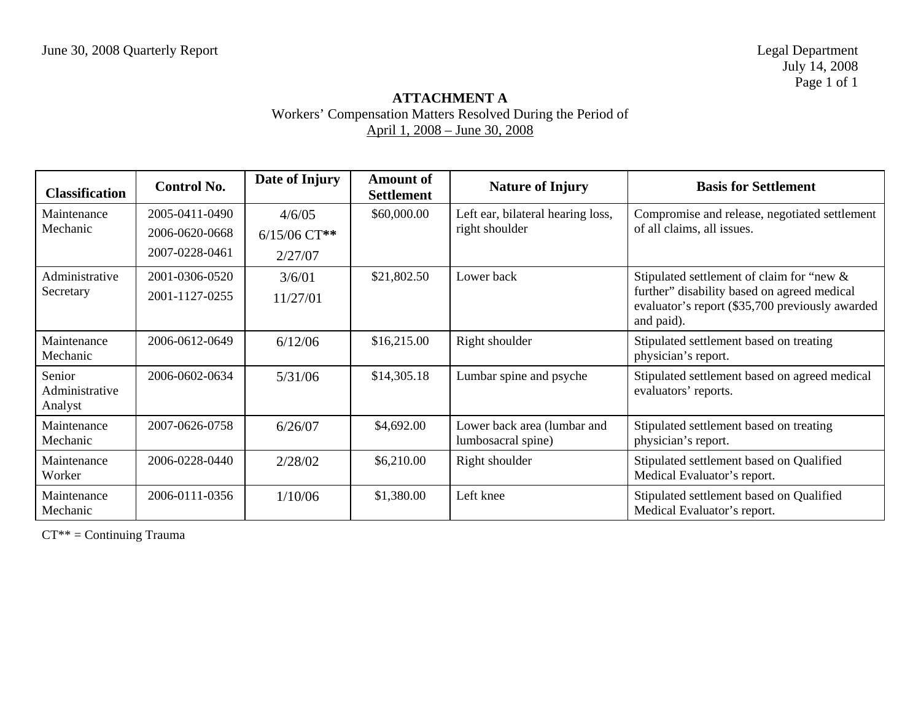June 30, 2008 Quarterly Report

Legal Department
July 14, 2008

## ATTACHMENT A

Workers' Compensation Matters Resolved During the Period of
April 1, 2008 – June 30, 2008

| Classification | Control No. | Date of Injury | Amount of Settlement | Nature of Injury | Basis for Settlement |
|---|---|---|---|---|---|
| Maintenance Mechanic | 2005-0411-0490<br>2006-0620-0668<br>2007-0228-0461 | 4/6/05<br>6/15/06 CT**<br>2/27/07 | $60,000.00 | Left ear, bilateral hearing loss, right shoulder | Compromise and release, negotiated settlement of all claims, all issues. |
| Administrative Secretary | 2001-0306-0520<br>2001-1127-0255 | 3/6/01<br>11/27/01 | $21,802.50 | Lower back | Stipulated settlement of claim for "new & further" disability based on agreed medical evaluator's report ($35,700 previously awarded and paid). |
| Maintenance Mechanic | 2006-0612-0649 | 6/12/06 | $16,215.00 | Right shoulder | Stipulated settlement based on treating physician's report. |
| Senior Administrative Analyst | 2006-0602-0634 | 5/31/06 | $14,305.18 | Lumbar spine and psyche | Stipulated settlement based on agreed medical evaluators' reports. |
| Maintenance Mechanic | 2007-0626-0758 | 6/26/07 | $4,692.00 | Lower back area (lumbar and lumbosacral spine) | Stipulated settlement based on treating physician's report. |
| Maintenance Worker | 2006-0228-0440 | 2/28/02 | $6,210.00 | Right shoulder | Stipulated settlement based on Qualified Medical Evaluator's report. |
| Maintenance Mechanic | 2006-0111-0356 | 1/10/06 | $1,380.00 | Left knee | Stipulated settlement based on Qualified Medical Evaluator's report. |

CT** = Continuing Trauma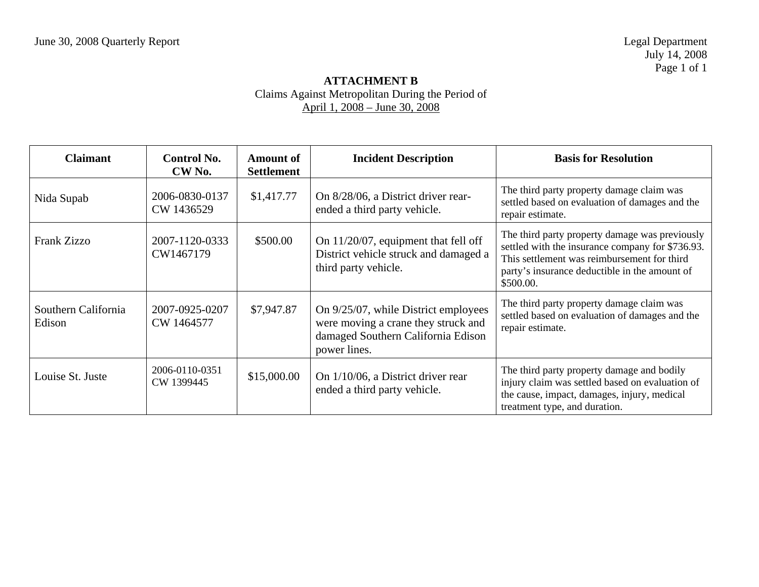# ATTACHMENT B

Claims Against Metropolitan During the Period of
April 1, 2008 – June 30, 2008

| Claimant | Control No. CW No. | Amount of Settlement | Incident Description | Basis for Resolution |
|---|---|---|---|---|
| Nida Supab | 2006-0830-0137 CW 1436529 | $1,417.77 | On 8/28/06, a District driver rear-ended a third party vehicle. | The third party property damage claim was settled based on evaluation of damages and the repair estimate. |
| Frank Zizzo | 2007-1120-0333 CW1467179 | $500.00 | On 11/20/07, equipment that fell off District vehicle struck and damaged a third party vehicle. | The third party property damage was previously settled with the insurance company for $736.93. This settlement was reimbursement for third party's insurance deductible in the amount of $500.00. |
| Southern California Edison | 2007-0925-0207 CW 1464577 | $7,947.87 | On 9/25/07, while District employees were moving a crane they struck and damaged Southern California Edison power lines. | The third party property damage claim was settled based on evaluation of damages and the repair estimate. |
| Louise St. Juste | 2006-0110-0351 CW 1399445 | $15,000.00 | On 1/10/06, a District driver rear ended a third party vehicle. | The third party property damage and bodily injury claim was settled based on evaluation of the cause, impact, damages, injury, medical treatment type, and duration. |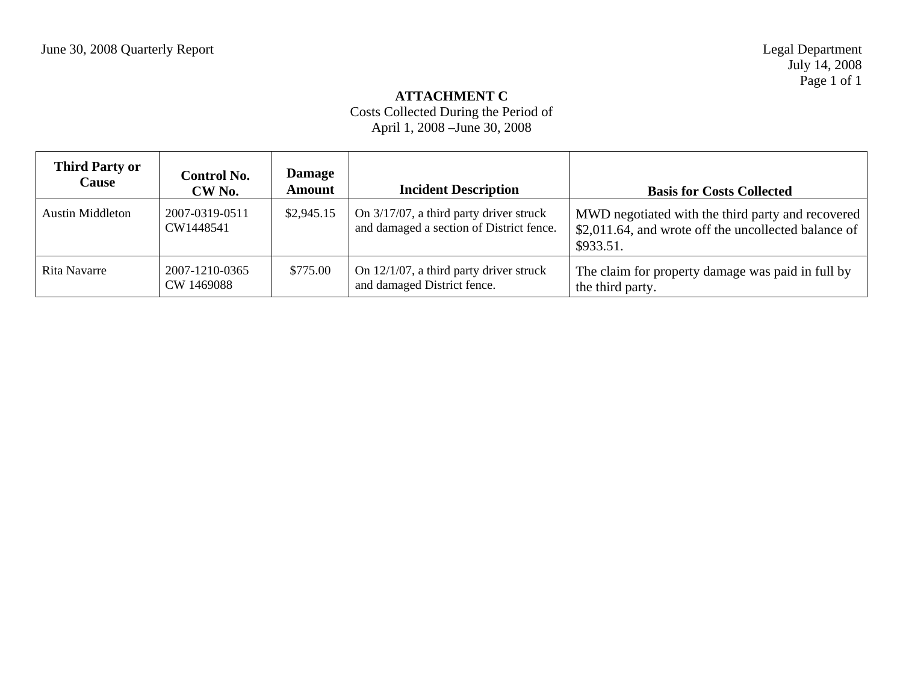**ATTACHMENT C**

Costs Collected During the Period of
April 1, 2008 –June 30, 2008

| Third Party or Cause | Control No. CW No. | Damage Amount | Incident Description | Basis for Costs Collected |
|---|---|---|---|---|
| Austin Middleton | 2007-0319-0511 CW1448541 | $2,945.15 | On 3/17/07, a third party driver struck and damaged a section of District fence. | MWD negotiated with the third party and recovered $2,011.64, and wrote off the uncollected balance of $933.51. |
| Rita Navarre | 2007-1210-0365 CW 1469088 | $775.00 | On 12/1/07, a third party driver struck and damaged District fence. | The claim for property damage was paid in full by the third party. |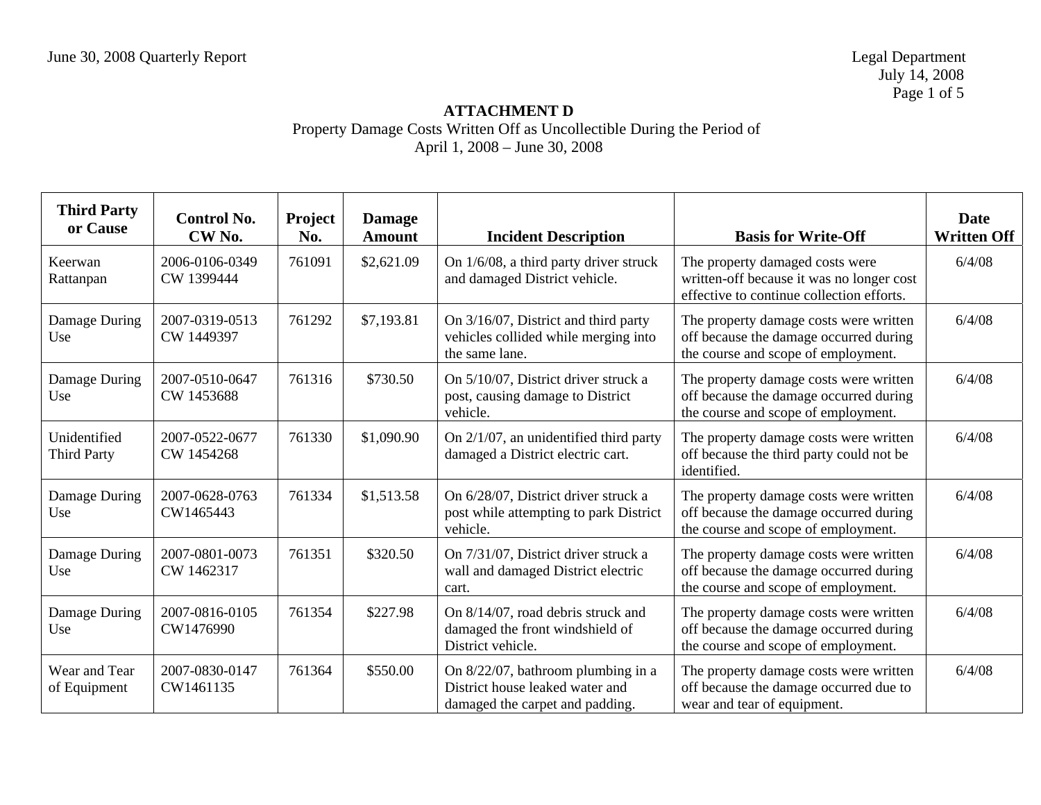## ATTACHMENT D

Property Damage Costs Written Off as Uncollectible During the Period of
April 1, 2008 – June 30, 2008

| Third Party or Cause | Control No. CW No. | Project No. | Damage Amount | Incident Description | Basis for Write-Off | Date Written Off |
|---|---|---|---|---|---|---|
| Keerwan Rattanpan | 2006-0106-0349 CW 1399444 | 761091 | $2,621.09 | On 1/6/08, a third party driver struck and damaged District vehicle. | The property damaged costs were written-off because it was no longer cost effective to continue collection efforts. | 6/4/08 |
| Damage During Use | 2007-0319-0513 CW 1449397 | 761292 | $7,193.81 | On 3/16/07, District and third party vehicles collided while merging into the same lane. | The property damage costs were written off because the damage occurred during the course and scope of employment. | 6/4/08 |
| Damage During Use | 2007-0510-0647 CW 1453688 | 761316 | $730.50 | On 5/10/07, District driver struck a post, causing damage to District vehicle. | The property damage costs were written off because the damage occurred during the course and scope of employment. | 6/4/08 |
| Unidentified Third Party | 2007-0522-0677 CW 1454268 | 761330 | $1,090.90 | On 2/1/07, an unidentified third party damaged a District electric cart. | The property damage costs were written off because the third party could not be identified. | 6/4/08 |
| Damage During Use | 2007-0628-0763 CW1465443 | 761334 | $1,513.58 | On 6/28/07, District driver struck a post while attempting to park District vehicle. | The property damage costs were written off because the damage occurred during the course and scope of employment. | 6/4/08 |
| Damage During Use | 2007-0801-0073 CW 1462317 | 761351 | $320.50 | On 7/31/07, District driver struck a wall and damaged District electric cart. | The property damage costs were written off because the damage occurred during the course and scope of employment. | 6/4/08 |
| Damage During Use | 2007-0816-0105 CW1476990 | 761354 | $227.98 | On 8/14/07, road debris struck and damaged the front windshield of District vehicle. | The property damage costs were written off because the damage occurred during the course and scope of employment. | 6/4/08 |
| Wear and Tear of Equipment | 2007-0830-0147 CW1461135 | 761364 | $550.00 | On 8/22/07, bathroom plumbing in a District house leaked water and damaged the carpet and padding. | The property damage costs were written off because the damage occurred due to wear and tear of equipment. | 6/4/08 |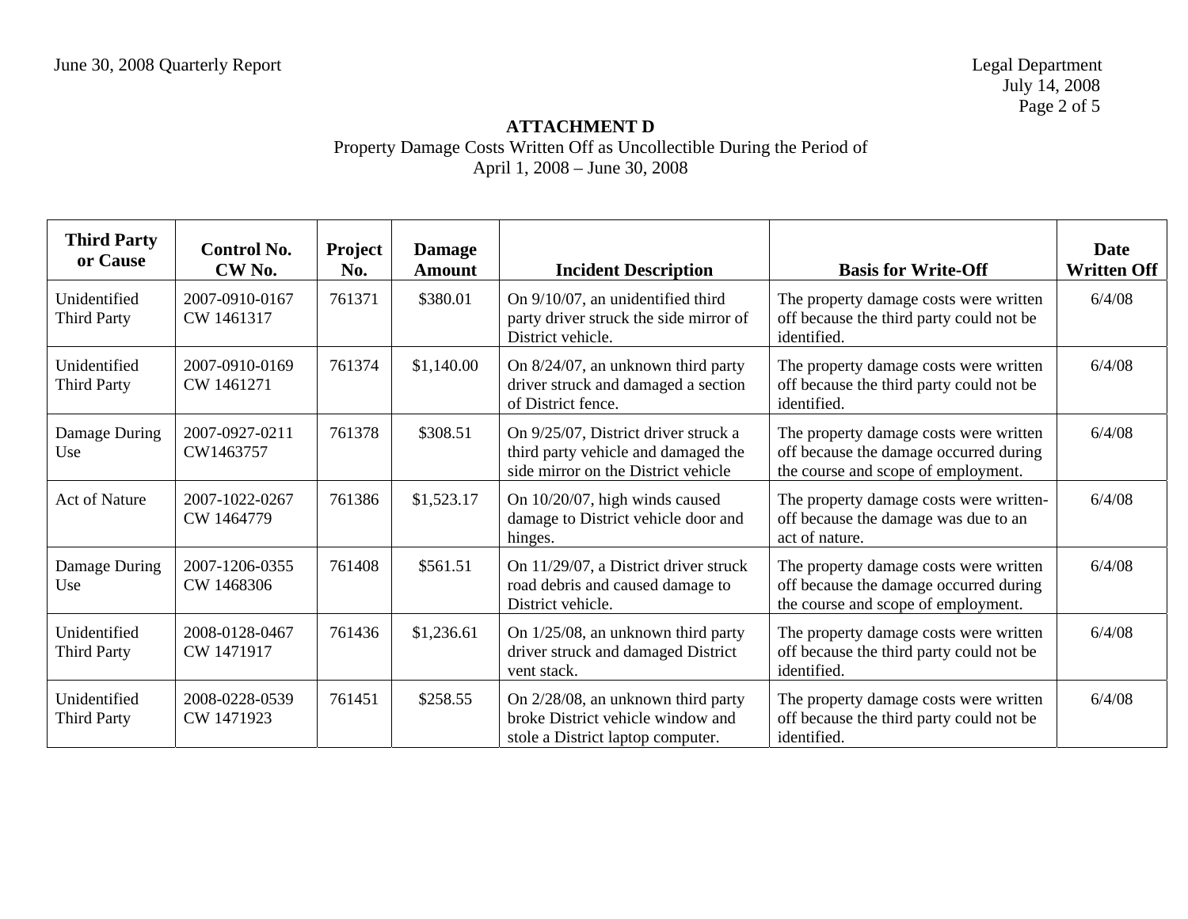# ATTACHMENT D

Property Damage Costs Written Off as Uncollectible During the Period of
April 1, 2008 – June 30, 2008

| Third Party or Cause | Control No. CW No. | Project No. | Damage Amount | Incident Description | Basis for Write-Off | Date Written Off |
|---|---|---|---|---|---|---|
| Unidentified Third Party | 2007-0910-0167 CW 1461317 | 761371 | $380.01 | On 9/10/07, an unidentified third party driver struck the side mirror of District vehicle. | The property damage costs were written off because the third party could not be identified. | 6/4/08 |
| Unidentified Third Party | 2007-0910-0169 CW 1461271 | 761374 | $1,140.00 | On 8/24/07, an unknown third party driver struck and damaged a section of District fence. | The property damage costs were written off because the third party could not be identified. | 6/4/08 |
| Damage During Use | 2007-0927-0211 CW1463757 | 761378 | $308.51 | On 9/25/07, District driver struck a third party vehicle and damaged the side mirror on the District vehicle | The property damage costs were written off because the damage occurred during the course and scope of employment. | 6/4/08 |
| Act of Nature | 2007-1022-0267 CW 1464779 | 761386 | $1,523.17 | On 10/20/07, high winds caused damage to District vehicle door and hinges. | The property damage costs were written-off because the damage was due to an act of nature. | 6/4/08 |
| Damage During Use | 2007-1206-0355 CW 1468306 | 761408 | $561.51 | On 11/29/07, a District driver struck road debris and caused damage to District vehicle. | The property damage costs were written off because the damage occurred during the course and scope of employment. | 6/4/08 |
| Unidentified Third Party | 2008-0128-0467 CW 1471917 | 761436 | $1,236.61 | On 1/25/08, an unknown third party driver struck and damaged District vent stack. | The property damage costs were written off because the third party could not be identified. | 6/4/08 |
| Unidentified Third Party | 2008-0228-0539 CW 1471923 | 761451 | $258.55 | On 2/28/08, an unknown third party broke District vehicle window and stole a District laptop computer. | The property damage costs were written off because the third party could not be identified. | 6/4/08 |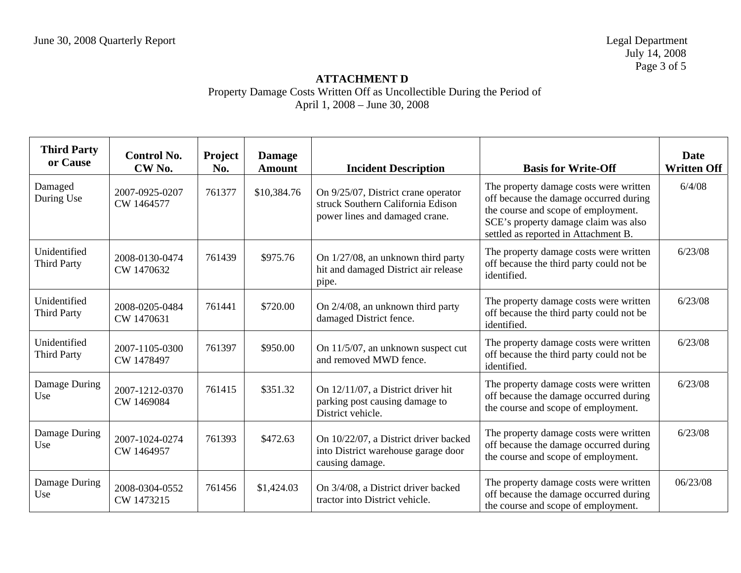**ATTACHMENT D**

Property Damage Costs Written Off as Uncollectible During the Period of
April 1, 2008 – June 30, 2008

| Third Party or Cause | Control No. CW No. | Project No. | Damage Amount | Incident Description | Basis for Write-Off | Date Written Off |
|---|---|---|---|---|---|---|
| Damaged During Use | 2007-0925-0207 CW 1464577 | 761377 | $10,384.76 | On 9/25/07, District crane operator struck Southern California Edison power lines and damaged crane. | The property damage costs were written off because the damage occurred during the course and scope of employment. SCE's property damage claim was also settled as reported in Attachment B. | 6/4/08 |
| Unidentified Third Party | 2008-0130-0474 CW 1470632 | 761439 | $975.76 | On 1/27/08, an unknown third party hit and damaged District air release pipe. | The property damage costs were written off because the third party could not be identified. | 6/23/08 |
| Unidentified Third Party | 2008-0205-0484 CW 1470631 | 761441 | $720.00 | On 2/4/08, an unknown third party damaged District fence. | The property damage costs were written off because the third party could not be identified. | 6/23/08 |
| Unidentified Third Party | 2007-1105-0300 CW 1478497 | 761397 | $950.00 | On 11/5/07, an unknown suspect cut and removed MWD fence. | The property damage costs were written off because the third party could not be identified. | 6/23/08 |
| Damage During Use | 2007-1212-0370 CW 1469084 | 761415 | $351.32 | On 12/11/07, a District driver hit parking post causing damage to District vehicle. | The property damage costs were written off because the damage occurred during the course and scope of employment. | 6/23/08 |
| Damage During Use | 2007-1024-0274 CW 1464957 | 761393 | $472.63 | On 10/22/07, a District driver backed into District warehouse garage door causing damage. | The property damage costs were written off because the damage occurred during the course and scope of employment. | 6/23/08 |
| Damage During Use | 2008-0304-0552 CW 1473215 | 761456 | $1,424.03 | On 3/4/08, a District driver backed tractor into District vehicle. | The property damage costs were written off because the damage occurred during the course and scope of employment. | 06/23/08 |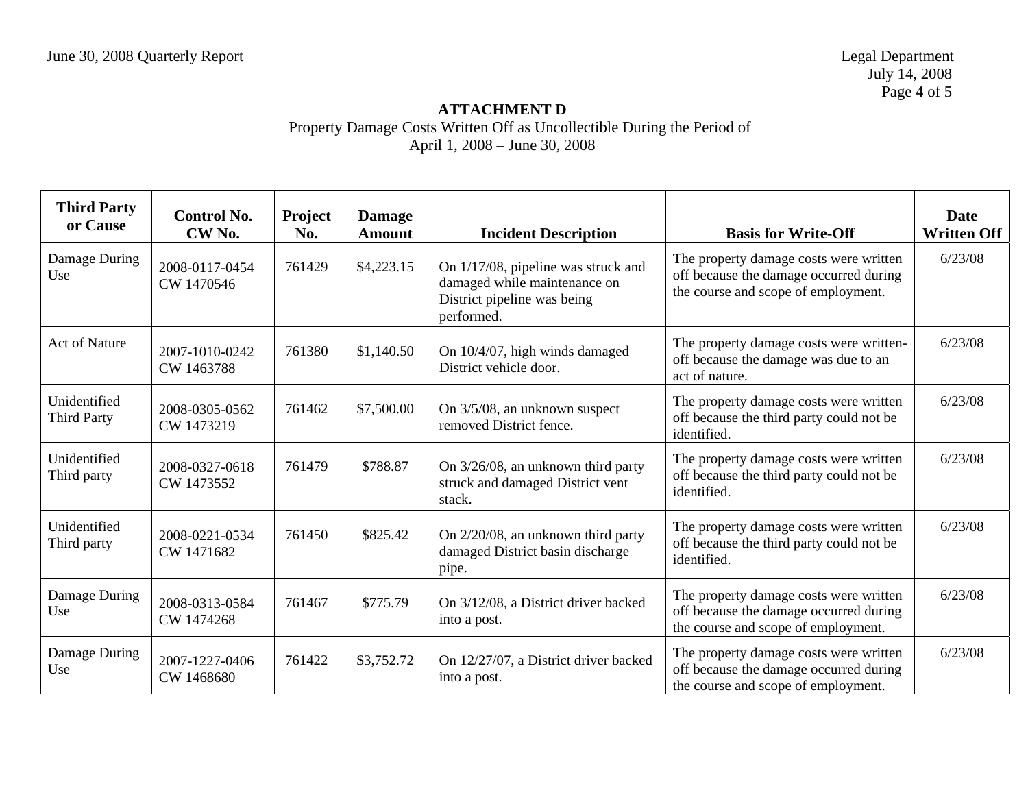# ATTACHMENT D

Property Damage Costs Written Off as Uncollectible During the Period of
April 1, 2008 – June 30, 2008

| Third Party or Cause | Control No. CW No. | Project No. | Damage Amount | Incident Description | Basis for Write-Off | Date Written Off |
|---|---|---|---|---|---|---|
| Damage During Use | 2008-0117-0454 CW 1470546 | 761429 | $4,223.15 | On 1/17/08, pipeline was struck and damaged while maintenance on District pipeline was being performed. | The property damage costs were written off because the damage occurred during the course and scope of employment. | 6/23/08 |
| Act of Nature | 2007-1010-0242 CW 1463788 | 761380 | $1,140.50 | On 10/4/07, high winds damaged District vehicle door. | The property damage costs were written-off because the damage was due to an act of nature. | 6/23/08 |
| Unidentified Third Party | 2008-0305-0562 CW 1473219 | 761462 | $7,500.00 | On 3/5/08, an unknown suspect removed District fence. | The property damage costs were written off because the third party could not be identified. | 6/23/08 |
| Unidentified Third party | 2008-0327-0618 CW 1473552 | 761479 | $788.87 | On 3/26/08, an unknown third party struck and damaged District vent stack. | The property damage costs were written off because the third party could not be identified. | 6/23/08 |
| Unidentified Third party | 2008-0221-0534 CW 1471682 | 761450 | $825.42 | On 2/20/08, an unknown third party damaged District basin discharge pipe. | The property damage costs were written off because the third party could not be identified. | 6/23/08 |
| Damage During Use | 2008-0313-0584 CW 1474268 | 761467 | $775.79 | On 3/12/08, a District driver backed into a post. | The property damage costs were written off because the damage occurred during the course and scope of employment. | 6/23/08 |
| Damage During Use | 2007-1227-0406 CW 1468680 | 761422 | $3,752.72 | On 12/27/07, a District driver backed into a post. | The property damage costs were written off because the damage occurred during the course and scope of employment. | 6/23/08 |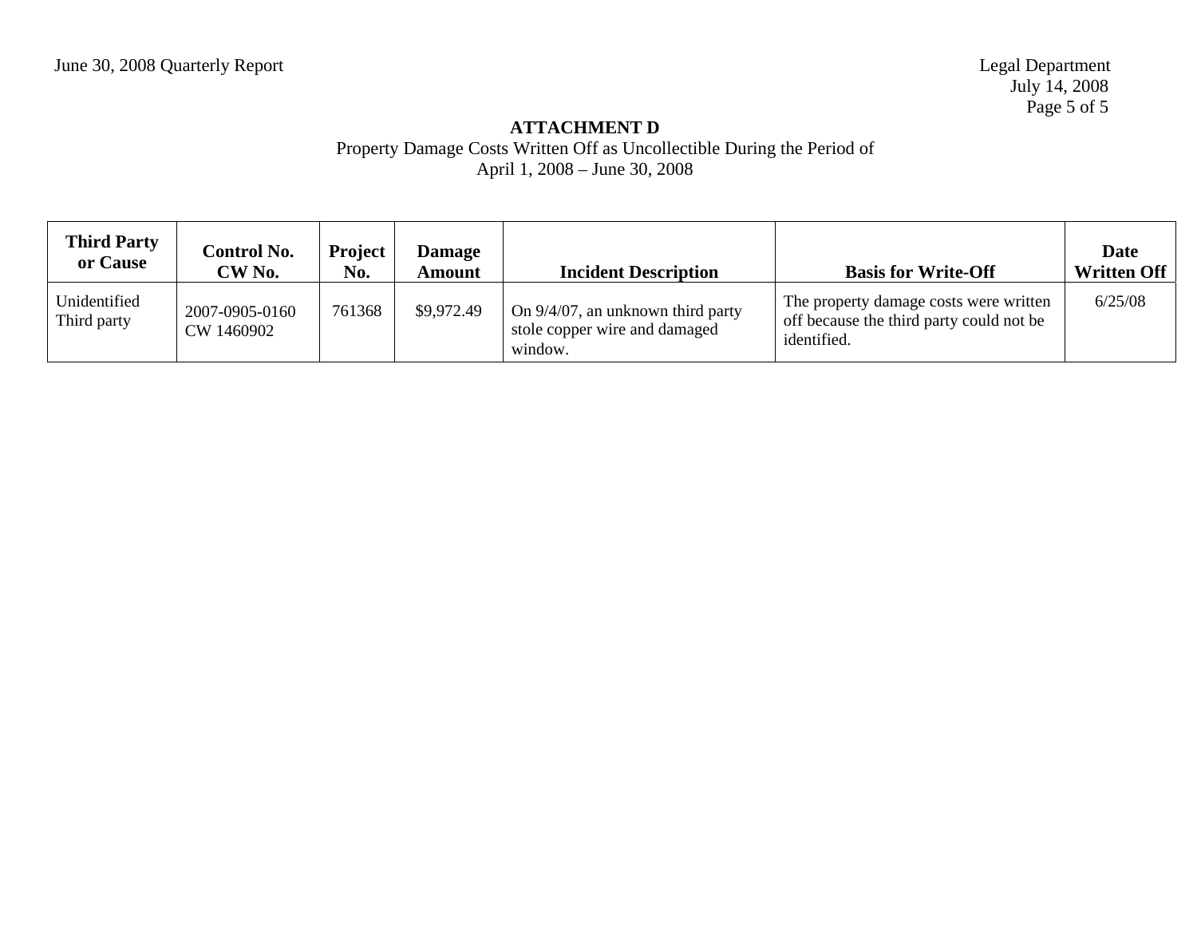**ATTACHMENT D**

Property Damage Costs Written Off as Uncollectible During the Period of April 1, 2008 – June 30, 2008

| Third Party or Cause | Control No. CW No. | Project No. | Damage Amount | Incident Description | Basis for Write-Off | Date Written Off |
|---|---|---|---|---|---|---|
| Unidentified Third party | 2007-0905-0160 CW 1460902 | 761368 | $9,972.49 | On 9/4/07, an unknown third party stole copper wire and damaged window. | The property damage costs were written off because the third party could not be identified. | 6/25/08 |